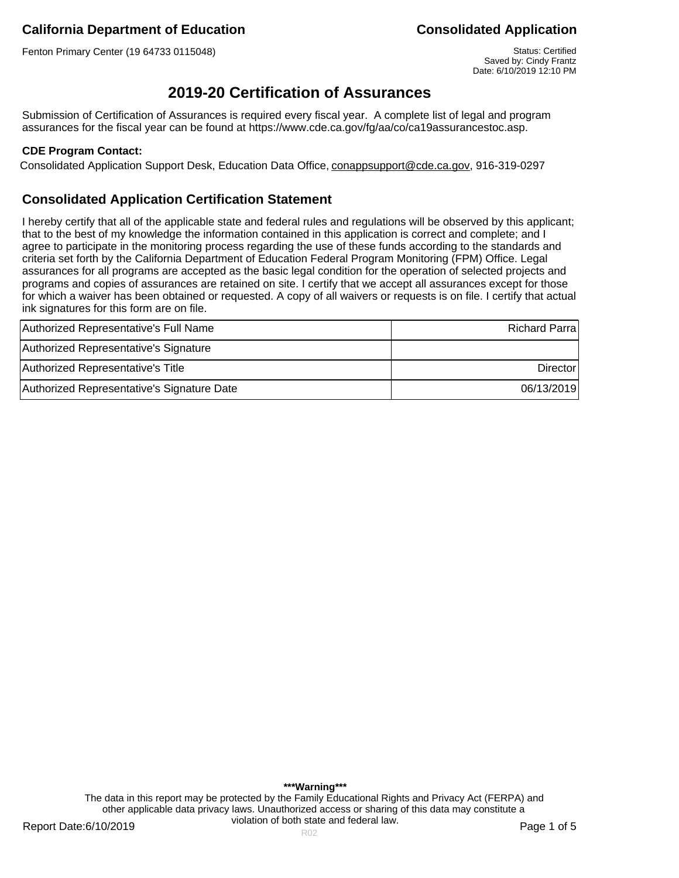**California Department of Education** **Consolidated Application**

Fenton Primary Center (19 64733 0115048)

Status: Certified
Saved by: Cindy Frantz
Date: 6/10/2019 12:10 PM

# 2019-20 Certification of Assurances

Submission of Certification of Assurances is required every fiscal year. A complete list of legal and program assurances for the fiscal year can be found at https://www.cde.ca.gov/fg/aa/co/ca19assurancestoc.asp.

**CDE Program Contact:**

Consolidated Application Support Desk, Education Data Office, conappsupport@cde.ca.gov, 916-319-0297

## Consolidated Application Certification Statement

I hereby certify that all of the applicable state and federal rules and regulations will be observed by this applicant; that to the best of my knowledge the information contained in this application is correct and complete; and I agree to participate in the monitoring process regarding the use of these funds according to the standards and criteria set forth by the California Department of Education Federal Program Monitoring (FPM) Office. Legal assurances for all programs are accepted as the basic legal condition for the operation of selected projects and programs and copies of assurances are retained on site. I certify that we accept all assurances except for those for which a waiver has been obtained or requested. A copy of all waivers or requests is on file. I certify that actual ink signatures for this form are on file.

| | |
|---|---|
| Authorized Representative's Full Name | Richard Parra |
| Authorized Representative's Signature | |
| Authorized Representative's Title | Director |
| Authorized Representative's Signature Date | 06/13/2019 |

**\*\*\*Warning\*\*\***

The data in this report may be protected by the Family Educational Rights and Privacy Act (FERPA) and other applicable data privacy laws. Unauthorized access or sharing of this data may constitute a violation of both state and federal law.

Report Date:6/10/2019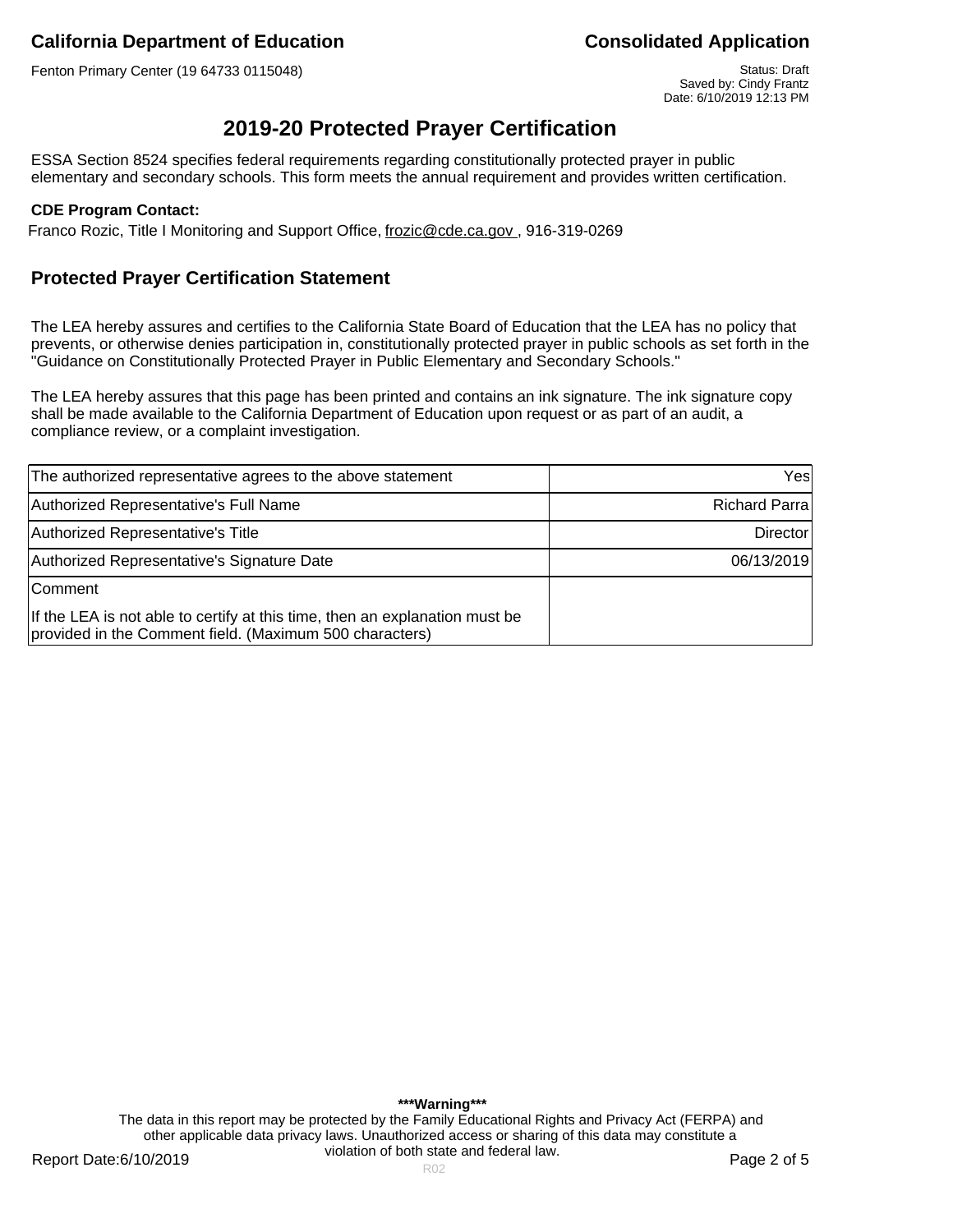# 2019-20 Protected Prayer Certification

ESSA Section 8524 specifies federal requirements regarding constitutionally protected prayer in public elementary and secondary schools. This form meets the annual requirement and provides written certification.

**CDE Program Contact:**

Franco Rozic, Title I Monitoring and Support Office, frozic@cde.ca.gov , 916-319-0269

## Protected Prayer Certification Statement

The LEA hereby assures and certifies to the California State Board of Education that the LEA has no policy that prevents, or otherwise denies participation in, constitutionally protected prayer in public schools as set forth in the "Guidance on Constitutionally Protected Prayer in Public Elementary and Secondary Schools."

The LEA hereby assures that this page has been printed and contains an ink signature. The ink signature copy shall be made available to the California Department of Education upon request or as part of an audit, a compliance review, or a complaint investigation.

| | |
|---|---|
| The authorized representative agrees to the above statement | Yes |
| Authorized Representative's Full Name | Richard Parra |
| Authorized Representative's Title | Director |
| Authorized Representative's Signature Date | 06/13/2019 |
| Comment<br><br>If the LEA is not able to certify at this time, then an explanation must be provided in the Comment field. (Maximum 500 characters) | |

**\*\*\*Warning\*\*\***

The data in this report may be protected by the Family Educational Rights and Privacy Act (FERPA) and other applicable data privacy laws. Unauthorized access or sharing of this data may constitute a violation of both state and federal law.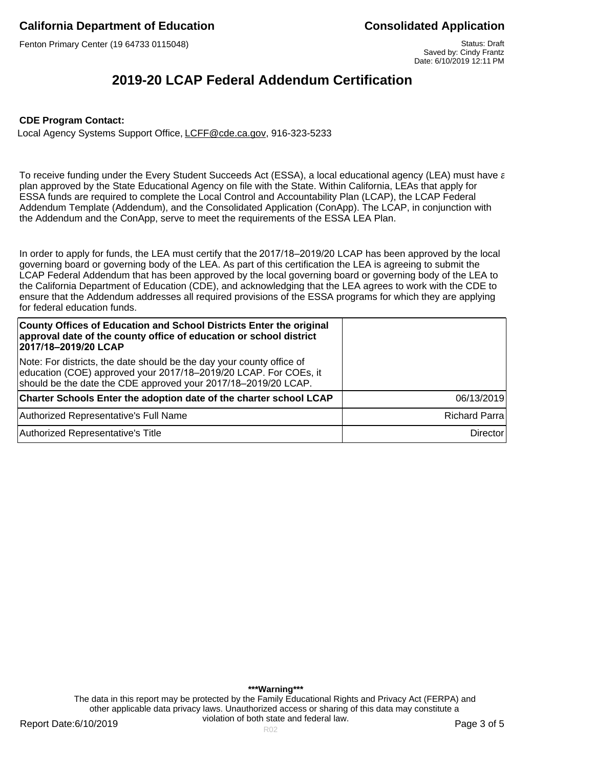# 2019-20 LCAP Federal Addendum Certification

**CDE Program Contact:**

Local Agency Systems Support Office, LCFF@cde.ca.gov, 916-323-5233

To receive funding under the Every Student Succeeds Act (ESSA), a local educational agency (LEA) must have a plan approved by the State Educational Agency on file with the State. Within California, LEAs that apply for ESSA funds are required to complete the Local Control and Accountability Plan (LCAP), the LCAP Federal Addendum Template (Addendum), and the Consolidated Application (ConApp). The LCAP, in conjunction with the Addendum and the ConApp, serve to meet the requirements of the ESSA LEA Plan.

In order to apply for funds, the LEA must certify that the 2017/18–2019/20 LCAP has been approved by the local governing board or governing body of the LEA. As part of this certification the LEA is agreeing to submit the LCAP Federal Addendum that has been approved by the local governing board or governing body of the LEA to the California Department of Education (CDE), and acknowledging that the LEA agrees to work with the CDE to ensure that the Addendum addresses all required provisions of the ESSA programs for which they are applying for federal education funds.

| | |
|---|---|
| **County Offices of Education and School Districts Enter the original approval date of the county office of education or school district 2017/18–2019/20 LCAP**<br>Note: For districts, the date should be the day your county office of education (COE) approved your 2017/18–2019/20 LCAP. For COEs, it should be the date the CDE approved your 2017/18–2019/20 LCAP. | |
| **Charter Schools Enter the adoption date of the charter school LCAP** | 06/13/2019 |
| Authorized Representative's Full Name | Richard Parra |
| Authorized Representative's Title | Director |

***Warning***

The data in this report may be protected by the Family Educational Rights and Privacy Act (FERPA) and other applicable data privacy laws. Unauthorized access or sharing of this data may constitute a violation of both state and federal law.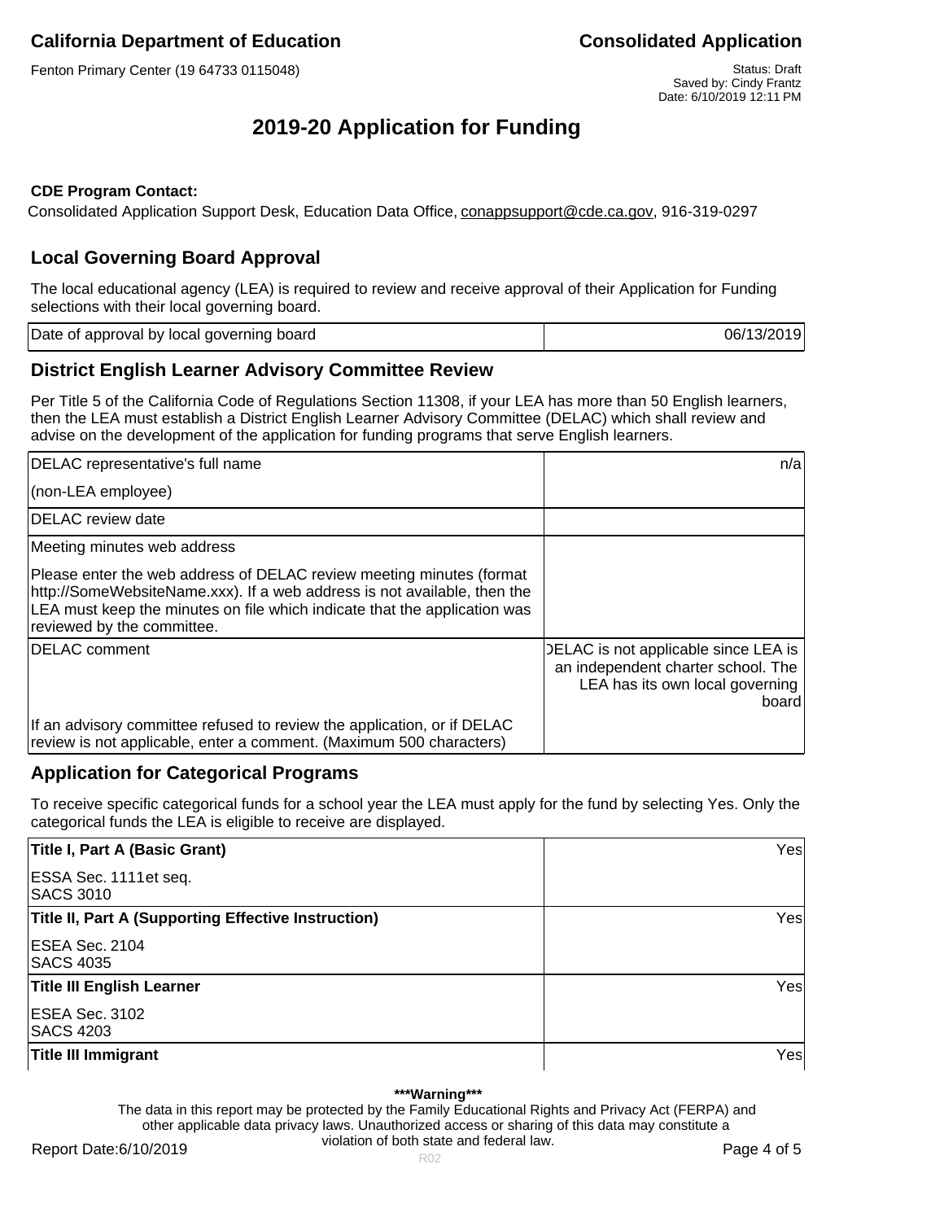California Department of Education

Consolidated Application

Fenton Primary Center (19 64733 0115048)

Status: Draft
Saved by: Cindy Frantz
Date: 6/10/2019 12:11 PM

# 2019-20 Application for Funding

**CDE Program Contact:**

Consolidated Application Support Desk, Education Data Office, conappsupport@cde.ca.gov, 916-319-0297

## Local Governing Board Approval

The local educational agency (LEA) is required to review and receive approval of their Application for Funding selections with their local governing board.

| | |
|---|---|
| Date of approval by local governing board | 06/13/2019 |

## District English Learner Advisory Committee Review

Per Title 5 of the California Code of Regulations Section 11308, if your LEA has more than 50 English learners, then the LEA must establish a District English Learner Advisory Committee (DELAC) which shall review and advise on the development of the application for funding programs that serve English learners.

| | |
|---|---|
| DELAC representative's full name<br>(non-LEA employee) | n/a |
| DELAC review date | |
| Meeting minutes web address<br>Please enter the web address of DELAC review meeting minutes (format http://SomeWebsiteName.xxx). If a web address is not available, then the LEA must keep the minutes on file which indicate that the application was reviewed by the committee. | |
| DELAC comment<br>If an advisory committee refused to review the application, or if DELAC review is not applicable, enter a comment. (Maximum 500 characters) | DELAC is not applicable since LEA is an independent charter school. The LEA has its own local governing board |

## Application for Categorical Programs

To receive specific categorical funds for a school year the LEA must apply for the fund by selecting Yes. Only the categorical funds the LEA is eligible to receive are displayed.

| | |
|---|---|
| **Title I, Part A (Basic Grant)**<br>ESSA Sec. 1111et seq.<br>SACS 3010 | Yes |
| **Title II, Part A (Supporting Effective Instruction)**<br>ESEA Sec. 2104<br>SACS 4035 | Yes |
| **Title III English Learner**<br>ESEA Sec. 3102<br>SACS 4203 | Yes |
| **Title III Immigrant** | Yes |

***Warning***
The data in this report may be protected by the Family Educational Rights and Privacy Act (FERPA) and other applicable data privacy laws. Unauthorized access or sharing of this data may constitute a violation of both state and federal law.

Report Date:6/10/2019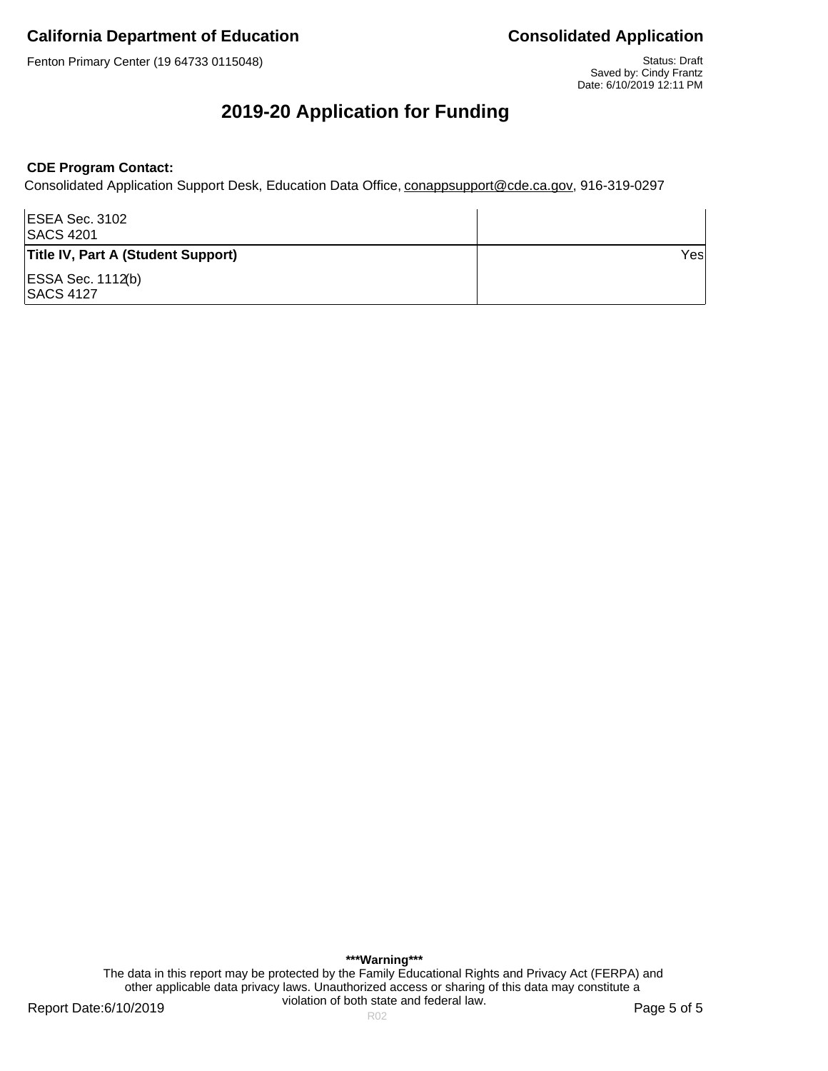## 2019-20 Application for Funding

**CDE Program Contact:**

Consolidated Application Support Desk, Education Data Office, conappsupport@cde.ca.gov, 916-319-0297

| | |
|---|---|
| ESEA Sec. 3102<br>SACS 4201 | |
| **Title IV, Part A (Student Support)** | Yes |
| ESSA Sec. 1112(b)<br>SACS 4127 | |

*****Warning*****

The data in this report may be protected by the Family Educational Rights and Privacy Act (FERPA) and other applicable data privacy laws. Unauthorized access or sharing of this data may constitute a violation of both state and federal law.